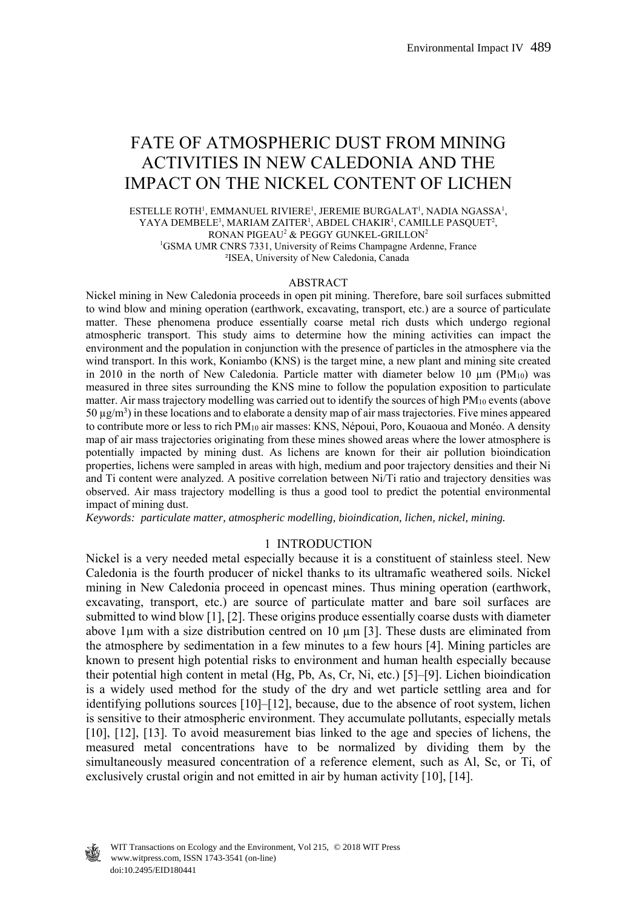# FATE OF ATMOSPHERIC DUST FROM MINING ACTIVITIES IN NEW CALEDONIA AND THE IMPACT ON THE NICKEL CONTENT OF LICHEN

ESTELLE ROTH[1], EMMANUEL RIVIERE[1], JEREMIE BURGALAT[1], NADIA NGASSA[1], YAYA DEMBELE[1], MARIAM ZAITER[1], ABDEL CHAKIR[1], CAMILLE PASQUET[2], RONAN PIGEAU[2] & PEGGY GUNKEL-GRILLON[2]

[1]GSMA UMR CNRS 7331, University of Reims Champagne Ardenne, France

[2]ISEA, University of New Caledonia, Canada

## ABSTRACT

Nickel mining in New Caledonia proceeds in open pit mining. Therefore, bare soil surfaces submitted to wind blow and mining operation (earthwork, excavating, transport, etc.) are a source of particulate matter. These phenomena produce essentially coarse metal rich dusts which undergo regional atmospheric transport. This study aims to determine how the mining activities can impact the environment and the population in conjunction with the presence of particles in the atmosphere via the wind transport. In this work, Koniambo (KNS) is the target mine, a new plant and mining site created in 2010 in the north of New Caledonia. Particle matter with diameter below 10 µm ($PM_{10}$) was measured in three sites surrounding the KNS mine to follow the population exposition to particulate matter. Air mass trajectory modelling was carried out to identify the sources of high $PM_{10}$ events (above 50 µg/m$^3$) in these locations and to elaborate a density map of air mass trajectories. Five mines appeared to contribute more or less to rich $PM_{10}$ air masses: KNS, Népoui, Poro, Kouaoua and Monéo. A density map of air mass trajectories originating from these mines showed areas where the lower atmosphere is potentially impacted by mining dust. As lichens are known for their air pollution bioindication properties, lichens were sampled in areas with high, medium and poor trajectory densities and their Ni and Ti content were analyzed. A positive correlation between Ni/Ti ratio and trajectory densities was observed. Air mass trajectory modelling is thus a good tool to predict the potential environmental impact of mining dust.

*Keywords: particulate matter, atmospheric modelling, bioindication, lichen, nickel, mining.*

## 1 INTRODUCTION

Nickel is a very needed metal especially because it is a constituent of stainless steel. New Caledonia is the fourth producer of nickel thanks to its ultramafic weathered soils. Nickel mining in New Caledonia proceed in opencast mines. Thus mining operation (earthwork, excavating, transport, etc.) are source of particulate matter and bare soil surfaces are submitted to wind blow [1], [2]. These origins produce essentially coarse dusts with diameter above 1µm with a size distribution centred on 10 µm [3]. These dusts are eliminated from the atmosphere by sedimentation in a few minutes to a few hours [4]. Mining particles are known to present high potential risks to environment and human health especially because their potential high content in metal (Hg, Pb, As, Cr, Ni, etc.) [5]–[9]. Lichen bioindication is a widely used method for the study of the dry and wet particle settling area and for identifying pollutions sources [10]–[12], because, due to the absence of root system, lichen is sensitive to their atmospheric environment. They accumulate pollutants, especially metals [10], [12], [13]. To avoid measurement bias linked to the age and species of lichens, the measured metal concentrations have to be normalized by dividing them by the simultaneously measured concentration of a reference element, such as Al, Sc, or Ti, of exclusively crustal origin and not emitted in air by human activity [10], [14].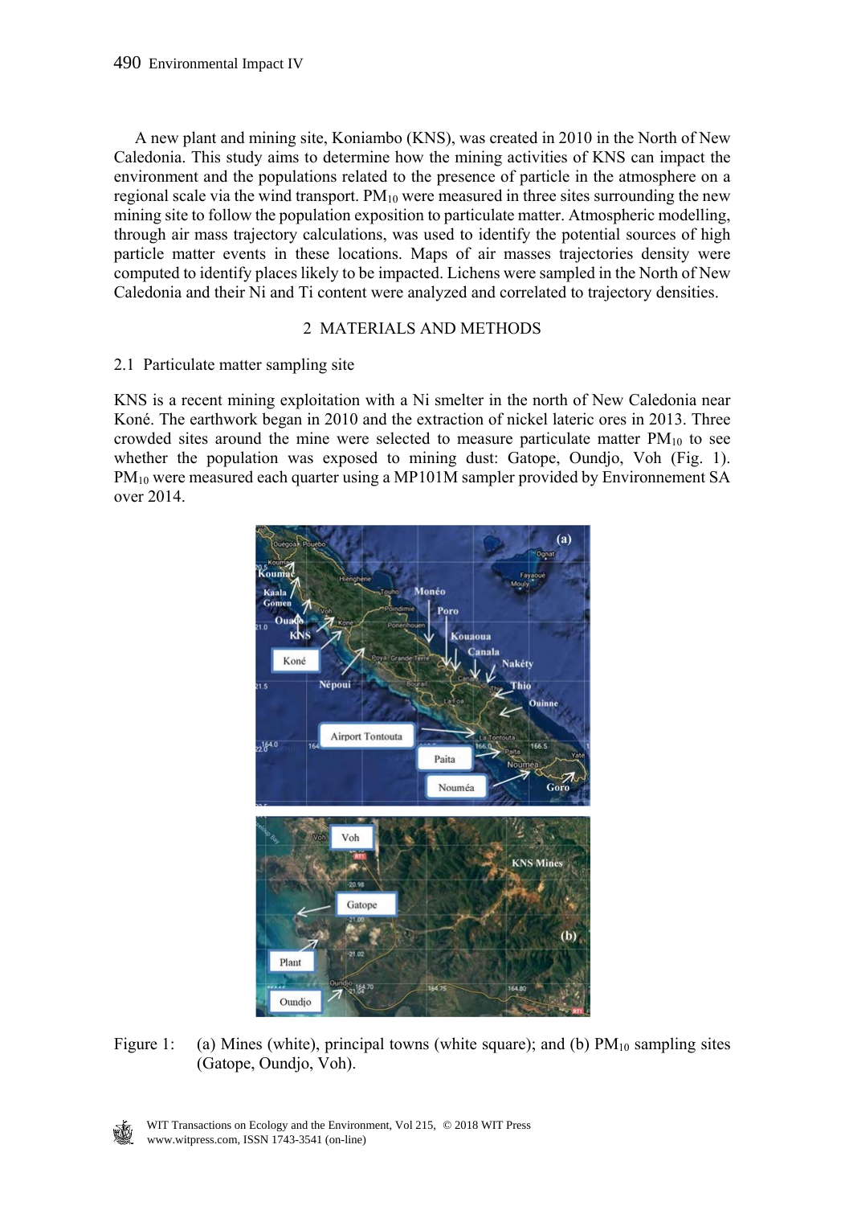A new plant and mining site, Koniambo (KNS), was created in 2010 in the North of New Caledonia. This study aims to determine how the mining activities of KNS can impact the environment and the populations related to the presence of particle in the atmosphere on a regional scale via the wind transport. $PM_{10}$ were measured in three sites surrounding the new mining site to follow the population exposition to particulate matter. Atmospheric modelling, through air mass trajectory calculations, was used to identify the potential sources of high particle matter events in these locations. Maps of air masses trajectories density were computed to identify places likely to be impacted. Lichens were sampled in the North of New Caledonia and their Ni and Ti content were analyzed and correlated to trajectory densities.

## 2 MATERIALS AND METHODS

### 2.1 Particulate matter sampling site

KNS is a recent mining exploitation with a Ni smelter in the north of New Caledonia near Koné. The earthwork began in 2010 and the extraction of nickel lateric ores in 2013. Three crowded sites around the mine were selected to measure particulate matter $PM_{10}$ to see whether the population was exposed to mining dust: Gatope, Oundjo, Voh (Fig. 1). $PM_{10}$ were measured each quarter using a MP101M sampler provided by Environnement SA over 2014.

Figure 1: (a) Mines (white), principal towns (white square); and (b) $PM_{10}$ sampling sites (Gatope, Oundjo, Voh).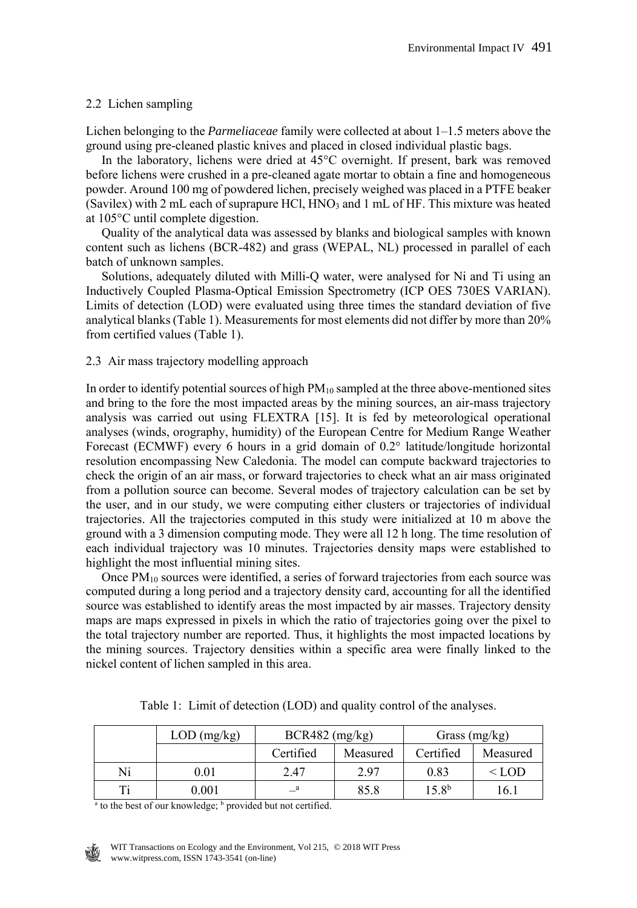### 2.2 Lichen sampling

Lichen belonging to the *Parmeliaceae* family were collected at about 1–1.5 meters above the ground using pre-cleaned plastic knives and placed in closed individual plastic bags.

In the laboratory, lichens were dried at 45°C overnight. If present, bark was removed before lichens were crushed in a pre-cleaned agate mortar to obtain a fine and homogeneous powder. Around 100 mg of powdered lichen, precisely weighed was placed in a PTFE beaker (Savilex) with 2 mL each of suprapure HCl, $HNO_3$ and 1 mL of HF. This mixture was heated at 105°C until complete digestion.

Quality of the analytical data was assessed by blanks and biological samples with known content such as lichens (BCR-482) and grass (WEPAL, NL) processed in parallel of each batch of unknown samples.

Solutions, adequately diluted with Milli-Q water, were analysed for Ni and Ti using an Inductively Coupled Plasma-Optical Emission Spectrometry (ICP OES 730ES VARIAN). Limits of detection (LOD) were evaluated using three times the standard deviation of five analytical blanks (Table 1). Measurements for most elements did not differ by more than 20% from certified values (Table 1).

### 2.3 Air mass trajectory modelling approach

In order to identify potential sources of high $PM_{10}$ sampled at the three above-mentioned sites and bring to the fore the most impacted areas by the mining sources, an air-mass trajectory analysis was carried out using FLEXTRA [15]. It is fed by meteorological operational analyses (winds, orography, humidity) of the European Centre for Medium Range Weather Forecast (ECMWF) every 6 hours in a grid domain of 0.2° latitude/longitude horizontal resolution encompassing New Caledonia. The model can compute backward trajectories to check the origin of an air mass, or forward trajectories to check what an air mass originated from a pollution source can become. Several modes of trajectory calculation can be set by the user, and in our study, we were computing either clusters or trajectories of individual trajectories. All the trajectories computed in this study were initialized at 10 m above the ground with a 3 dimension computing mode. They were all 12 h long. The time resolution of each individual trajectory was 10 minutes. Trajectories density maps were established to highlight the most influential mining sites.

Once $PM_{10}$ sources were identified, a series of forward trajectories from each source was computed during a long period and a trajectory density card, accounting for all the identified source was established to identify areas the most impacted by air masses. Trajectory density maps are maps expressed in pixels in which the ratio of trajectories going over the pixel to the total trajectory number are reported. Thus, it highlights the most impacted locations by the mining sources. Trajectory densities within a specific area were finally linked to the nickel content of lichen sampled in this area.

Table 1: Limit of detection (LOD) and quality control of the analyses.

| | LOD (mg/kg) | BCR482 (mg/kg) | | Grass (mg/kg) | |
|---|---|---|---|---|---|
| | | Certified | Measured | Certified | Measured |
| Ni | 0.01 | 2.47 | 2.97 | 0.83 | < LOD |
| Ti | 0.001 | –[a] | 85.8 | 15.8[b] | 16.1 |

[a] to the best of our knowledge; [b] provided but not certified.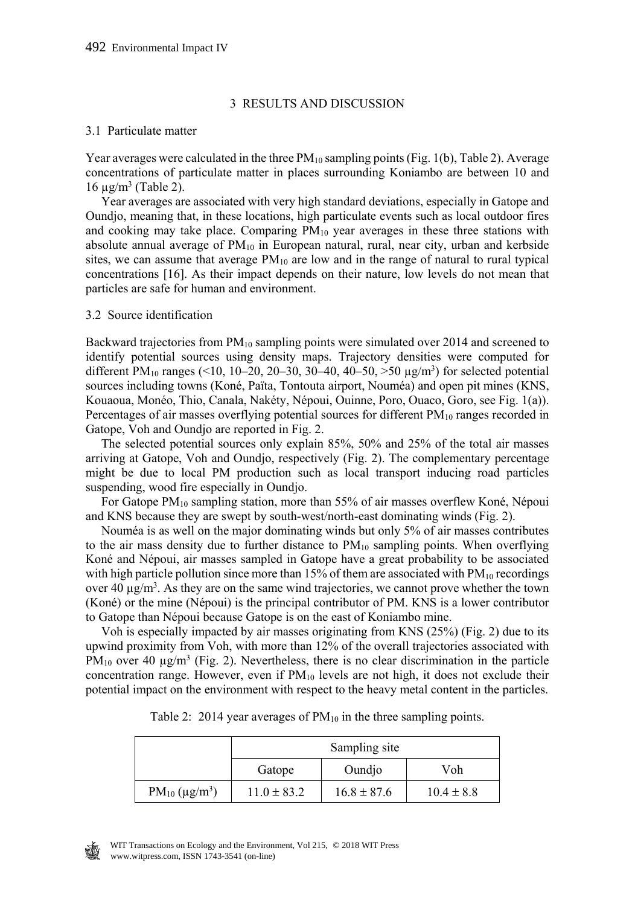## 3 RESULTS AND DISCUSSION

### 3.1 Particulate matter

Year averages were calculated in the three $PM_{10}$ sampling points (Fig. 1(b), Table 2). Average concentrations of particulate matter in places surrounding Koniambo are between 10 and 16 $\mu g/m^3$ (Table 2).

Year averages are associated with very high standard deviations, especially in Gatope and Oundjo, meaning that, in these locations, high particulate events such as local outdoor fires and cooking may take place. Comparing $PM_{10}$ year averages in these three stations with absolute annual average of $PM_{10}$ in European natural, rural, near city, urban and kerbside sites, we can assume that average $PM_{10}$ are low and in the range of natural to rural typical concentrations [16]. As their impact depends on their nature, low levels do not mean that particles are safe for human and environment.

### 3.2 Source identification

Backward trajectories from $PM_{10}$ sampling points were simulated over 2014 and screened to identify potential sources using density maps. Trajectory densities were computed for different $PM_{10}$ ranges (<10, 10–20, 20–30, 30–40, 40–50, >50 $\mu g/m^3$) for selected potential sources including towns (Koné, Païta, Tontouta airport, Nouméa) and open pit mines (KNS, Kouaoua, Monéo, Thio, Canala, Nakéty, Népoui, Ouinne, Poro, Ouaco, Goro, see Fig. 1(a)). Percentages of air masses overflying potential sources for different $PM_{10}$ ranges recorded in Gatope, Voh and Oundjo are reported in Fig. 2.

The selected potential sources only explain 85%, 50% and 25% of the total air masses arriving at Gatope, Voh and Oundjo, respectively (Fig. 2). The complementary percentage might be due to local PM production such as local transport inducing road particles suspending, wood fire especially in Oundjo.

For Gatope $PM_{10}$ sampling station, more than 55% of air masses overflew Koné, Népoui and KNS because they are swept by south-west/north-east dominating winds (Fig. 2).

Nouméa is as well on the major dominating winds but only 5% of air masses contributes to the air mass density due to further distance to $PM_{10}$ sampling points. When overflying Koné and Népoui, air masses sampled in Gatope have a great probability to be associated with high particle pollution since more than 15% of them are associated with $PM_{10}$ recordings over 40 $\mu g/m^3$. As they are on the same wind trajectories, we cannot prove whether the town (Koné) or the mine (Népoui) is the principal contributor of PM. KNS is a lower contributor to Gatope than Népoui because Gatope is on the east of Koniambo mine.

Voh is especially impacted by air masses originating from KNS (25%) (Fig. 2) due to its upwind proximity from Voh, with more than 12% of the overall trajectories associated with $PM_{10}$ over 40 $\mu g/m^3$ (Fig. 2). Nevertheless, there is no clear discrimination in the particle concentration range. However, even if $PM_{10}$ levels are not high, it does not exclude their potential impact on the environment with respect to the heavy metal content in the particles.

Table 2: 2014 year averages of $PM_{10}$ in the three sampling points.

| | Sampling site | | |
|---|---|---|---|
| | Gatope | Oundjo | Voh |
| $PM_{10}$ ($\mu g/m^3$) | $11.0 \pm 83.2$ | $16.8 \pm 87.6$ | $10.4 \pm 8.8$ |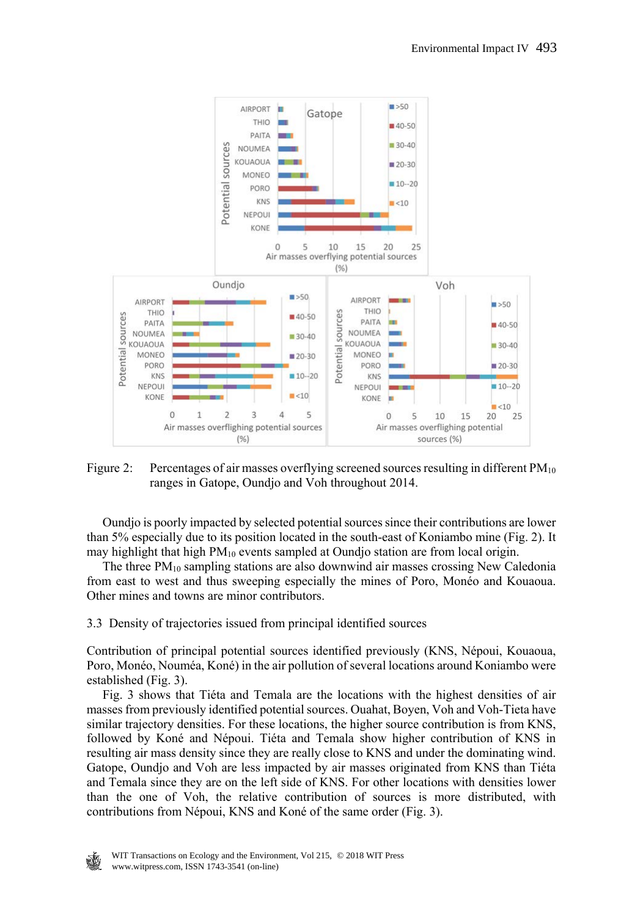Figure 2: Percentages of air masses overflying screened sources resulting in different $PM_{10}$ ranges in Gatope, Oundjo and Voh throughout 2014.

Oundjo is poorly impacted by selected potential sources since their contributions are lower than 5% especially due to its position located in the south-east of Koniambo mine (Fig. 2). It may highlight that high $PM_{10}$ events sampled at Oundjo station are from local origin.

The three $PM_{10}$ sampling stations are also downwind air masses crossing New Caledonia from east to west and thus sweeping especially the mines of Poro, Monéo and Kouaoua. Other mines and towns are minor contributors.

### 3.3 Density of trajectories issued from principal identified sources

Contribution of principal potential sources identified previously (KNS, Népoui, Kouaoua, Poro, Monéo, Nouméa, Koné) in the air pollution of several locations around Koniambo were established (Fig. 3).

Fig. 3 shows that Tiéta and Temala are the locations with the highest densities of air masses from previously identified potential sources. Ouahat, Boyen, Voh and Voh-Tieta have similar trajectory densities. For these locations, the higher source contribution is from KNS, followed by Koné and Népoui. Tiéta and Temala show higher contribution of KNS in resulting air mass density since they are really close to KNS and under the dominating wind. Gatope, Oundjo and Voh are less impacted by air masses originated from KNS than Tiéta and Temala since they are on the left side of KNS. For other locations with densities lower than the one of Voh, the relative contribution of sources is more distributed, with contributions from Népoui, KNS and Koné of the same order (Fig. 3).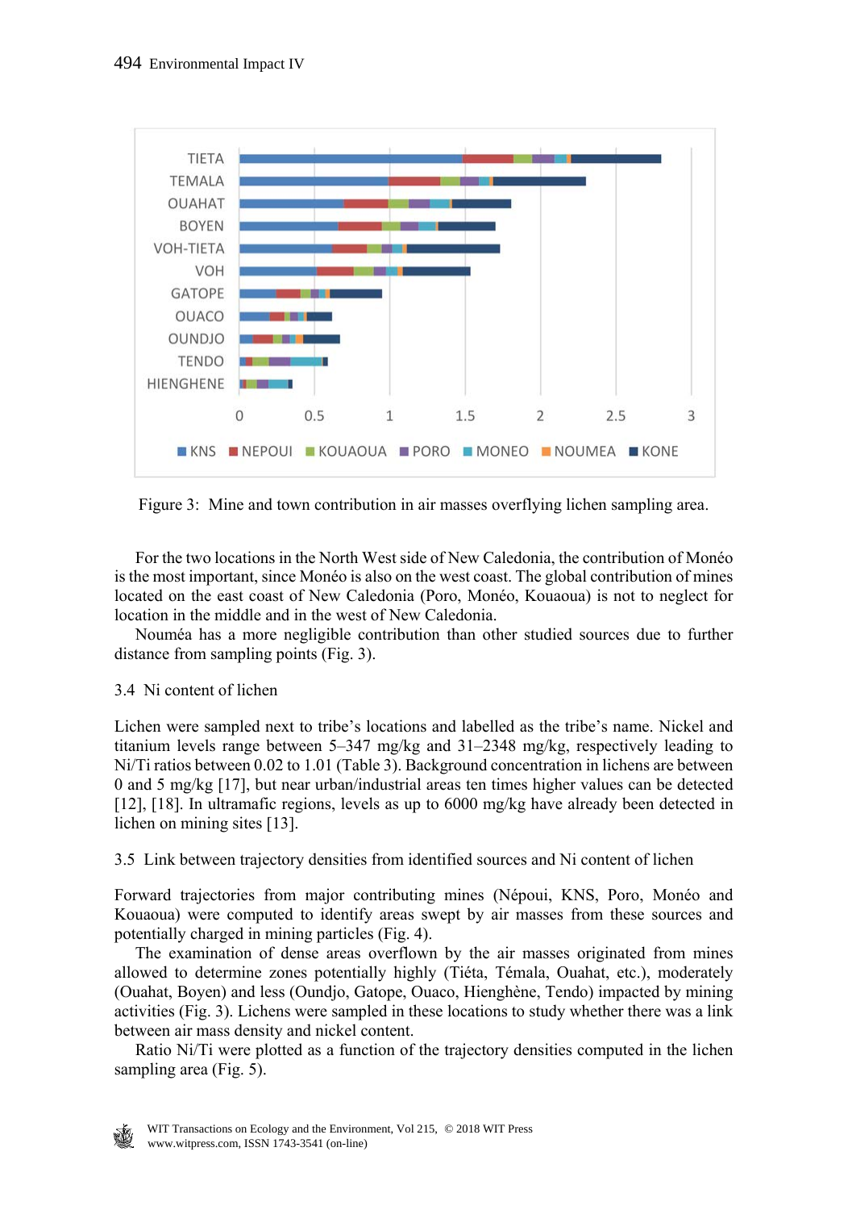Figure 3: Mine and town contribution in air masses overflying lichen sampling area.

For the two locations in the North West side of New Caledonia, the contribution of Monéo is the most important, since Monéo is also on the west coast. The global contribution of mines located on the east coast of New Caledonia (Poro, Monéo, Kouaoua) is not to neglect for location in the middle and in the west of New Caledonia.

Nouméa has a more negligible contribution than other studied sources due to further distance from sampling points (Fig. 3).

### 3.4 Ni content of lichen

Lichen were sampled next to tribe's locations and labelled as the tribe's name. Nickel and titanium levels range between 5–347 mg/kg and 31–2348 mg/kg, respectively leading to Ni/Ti ratios between 0.02 to 1.01 (Table 3). Background concentration in lichens are between 0 and 5 mg/kg [17], but near urban/industrial areas ten times higher values can be detected [12], [18]. In ultramafic regions, levels as up to 6000 mg/kg have already been detected in lichen on mining sites [13].

### 3.5 Link between trajectory densities from identified sources and Ni content of lichen

Forward trajectories from major contributing mines (Népoui, KNS, Poro, Monéo and Kouaoua) were computed to identify areas swept by air masses from these sources and potentially charged in mining particles (Fig. 4).

The examination of dense areas overflown by the air masses originated from mines allowed to determine zones potentially highly (Tiéta, Témala, Ouahat, etc.), moderately (Ouahat, Boyen) and less (Oundjo, Gatope, Ouaco, Hienghène, Tendo) impacted by mining activities (Fig. 3). Lichens were sampled in these locations to study whether there was a link between air mass density and nickel content.

Ratio Ni/Ti were plotted as a function of the trajectory densities computed in the lichen sampling area (Fig. 5).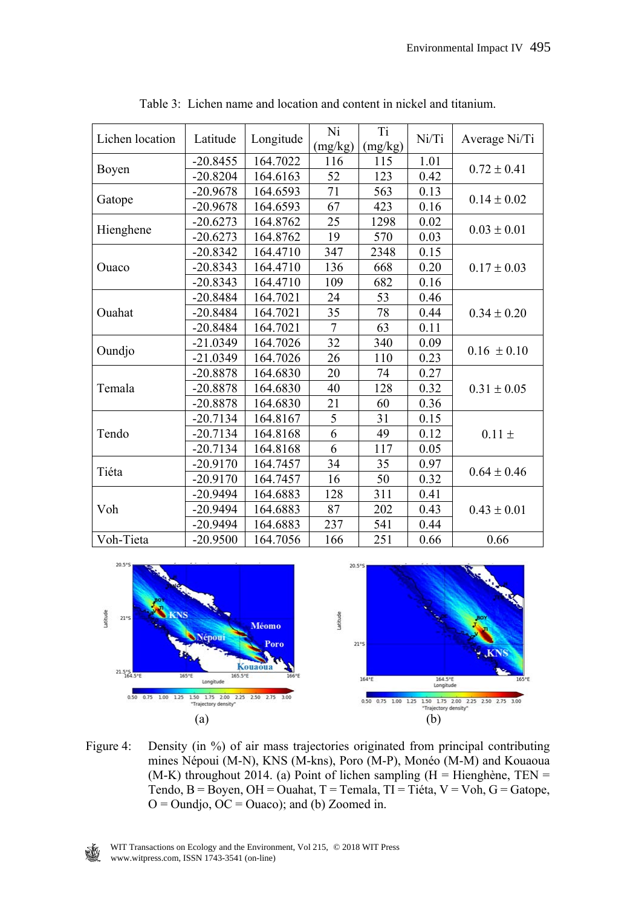Table 3: Lichen name and location and content in nickel and titanium.

| Lichen location | Latitude | Longitude | Ni (mg/kg) | Ti (mg/kg) | Ni/Ti | Average Ni/Ti |
|---|---|---|---|---|---|---|
| Boyen | -20.8455 | 164.7022 | 116 | 115 | 1.01 | 0.72 ± 0.41 |
| | -20.8204 | 164.6163 | 52 | 123 | 0.42 | |
| Gatope | -20.9678 | 164.6593 | 71 | 563 | 0.13 | 0.14 ± 0.02 |
| | -20.9678 | 164.6593 | 67 | 423 | 0.16 | |
| Hienghene | -20.6273 | 164.8762 | 25 | 1298 | 0.02 | 0.03 ± 0.01 |
| | -20.6273 | 164.8762 | 19 | 570 | 0.03 | |
| Ouaco | -20.8342 | 164.4710 | 347 | 2348 | 0.15 | 0.17 ± 0.03 |
| | -20.8343 | 164.4710 | 136 | 668 | 0.20 | |
| | -20.8343 | 164.4710 | 109 | 682 | 0.16 | |
| Ouahat | -20.8484 | 164.7021 | 24 | 53 | 0.46 | 0.34 ± 0.20 |
| | -20.8484 | 164.7021 | 35 | 78 | 0.44 | |
| | -20.8484 | 164.7021 | 7 | 63 | 0.11 | |
| Oundjo | -21.0349 | 164.7026 | 32 | 340 | 0.09 | 0.16 ± 0.10 |
| | -21.0349 | 164.7026 | 26 | 110 | 0.23 | |
| Temala | -20.8878 | 164.6830 | 20 | 74 | 0.27 | 0.31 ± 0.05 |
| | -20.8878 | 164.6830 | 40 | 128 | 0.32 | |
| | -20.8878 | 164.6830 | 21 | 60 | 0.36 | |
| Tendo | -20.7134 | 164.8167 | 5 | 31 | 0.15 | 0.11 ± |
| | -20.7134 | 164.8168 | 6 | 49 | 0.12 | |
| | -20.7134 | 164.8168 | 6 | 117 | 0.05 | |
| Tiéta | -20.9170 | 164.7457 | 34 | 35 | 0.97 | 0.64 ± 0.46 |
| | -20.9170 | 164.7457 | 16 | 50 | 0.32 | |
| Voh | -20.9494 | 164.6883 | 128 | 311 | 0.41 | 0.43 ± 0.01 |
| | -20.9494 | 164.6883 | 87 | 202 | 0.43 | |
| | -20.9494 | 164.6883 | 237 | 541 | 0.44 | |
| Voh-Tieta | -20.9500 | 164.7056 | 166 | 251 | 0.66 | 0.66 |

(a) (b)

Figure 4: Density (in %) of air mass trajectories originated from principal contributing mines Népoui (M-N), KNS (M-kns), Poro (M-P), Monéo (M-M) and Kouaoua (M-K) throughout 2014. (a) Point of lichen sampling (H = Hienghène, TEN = Tendo, B = Boyen, OH = Ouahat, T = Temala, TI = Tiéta, V = Voh, G = Gatope, O = Oundjo, OC = Ouaco); and (b) Zoomed in.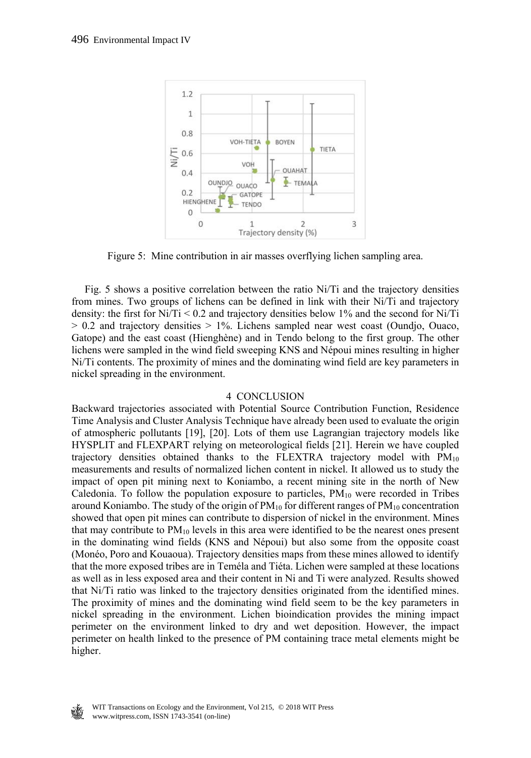Figure 5: Mine contribution in air masses overflying lichen sampling area.

Fig. 5 shows a positive correlation between the ratio Ni/Ti and the trajectory densities from mines. Two groups of lichens can be defined in link with their Ni/Ti and trajectory density: the first for Ni/Ti < 0.2 and trajectory densities below 1% and the second for Ni/Ti > 0.2 and trajectory densities > 1%. Lichens sampled near west coast (Oundjo, Ouaco, Gatope) and the east coast (Hienghène) and in Tendo belong to the first group. The other lichens were sampled in the wind field sweeping KNS and Népoui mines resulting in higher Ni/Ti contents. The proximity of mines and the dominating wind field are key parameters in nickel spreading in the environment.

## 4 CONCLUSION

Backward trajectories associated with Potential Source Contribution Function, Residence Time Analysis and Cluster Analysis Technique have already been used to evaluate the origin of atmospheric pollutants [19], [20]. Lots of them use Lagrangian trajectory models like HYSPLIT and FLEXPART relying on meteorological fields [21]. Herein we have coupled trajectory densities obtained thanks to the FLEXTRA trajectory model with $PM_{10}$ measurements and results of normalized lichen content in nickel. It allowed us to study the impact of open pit mining next to Koniambo, a recent mining site in the north of New Caledonia. To follow the population exposure to particles, $PM_{10}$ were recorded in Tribes around Koniambo. The study of the origin of $PM_{10}$ for different ranges of $PM_{10}$ concentration showed that open pit mines can contribute to dispersion of nickel in the environment. Mines that may contribute to $PM_{10}$ levels in this area were identified to be the nearest ones present in the dominating wind fields (KNS and Népoui) but also some from the opposite coast (Monéo, Poro and Kouaoua). Trajectory densities maps from these mines allowed to identify that the more exposed tribes are in Teméla and Tiéta. Lichen were sampled at these locations as well as in less exposed area and their content in Ni and Ti were analyzed. Results showed that Ni/Ti ratio was linked to the trajectory densities originated from the identified mines. The proximity of mines and the dominating wind field seem to be the key parameters in nickel spreading in the environment. Lichen bioindication provides the mining impact perimeter on the environment linked to dry and wet deposition. However, the impact perimeter on health linked to the presence of PM containing trace metal elements might be higher.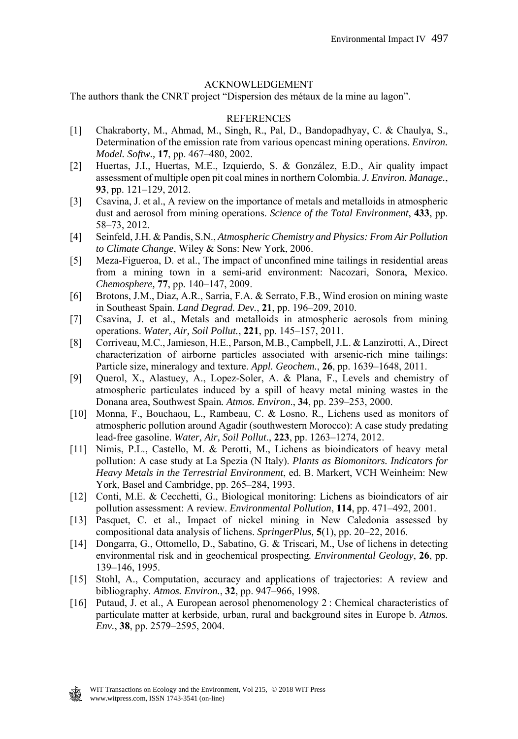## ACKNOWLEDGEMENT

The authors thank the CNRT project “Dispersion des métaux de la mine au lagon”.

## REFERENCES

[1] Chakraborty, M., Ahmad, M., Singh, R., Pal, D., Bandopadhyay, C. & Chaulya, S., Determination of the emission rate from various opencast mining operations. *Environ. Model. Softw.,* **17**, pp. 467–480, 2002.

[2] Huertas, J.I., Huertas, M.E., Izquierdo, S. & González, E.D., Air quality impact assessment of multiple open pit coal mines in northern Colombia. *J. Environ. Manage.*, **93**, pp. 121–129, 2012.

[3] Csavina, J. et al., A review on the importance of metals and metalloids in atmospheric dust and aerosol from mining operations. *Science of the Total Environment*, **433**, pp. 58–73, 2012.

[4] Seinfeld, J.H. & Pandis, S.N., *Atmospheric Chemistry and Physics: From Air Pollution to Climate Change*, Wiley & Sons: New York, 2006.

[5] Meza-Figueroa, D. et al., The impact of unconfined mine tailings in residential areas from a mining town in a semi-arid environment: Nacozari, Sonora, Mexico. *Chemosphere,* **77**, pp. 140–147, 2009.

[6] Brotons, J.M., Diaz, A.R., Sarria, F.A. & Serrato, F.B., Wind erosion on mining waste in Southeast Spain. *Land Degrad. Dev.*, **21**, pp. 196–209, 2010.

[7] Csavina, J. et al., Metals and metalloids in atmospheric aerosols from mining operations. *Water, Air, Soil Pollut.*, **221**, pp. 145–157, 2011.

[8] Corriveau, M.C., Jamieson, H.E., Parson, M.B., Campbell, J.L. & Lanzirotti, A., Direct characterization of airborne particles associated with arsenic-rich mine tailings: Particle size, mineralogy and texture. *Appl. Geochem.*, **26**, pp. 1639–1648, 2011.

[9] Querol, X., Alastuey, A., Lopez-Soler, A. & Plana, F., Levels and chemistry of atmospheric particulates induced by a spill of heavy metal mining wastes in the Donana area, Southwest Spain*. Atmos. Environ.*, **34**, pp. 239–253, 2000.

[10] Monna, F., Bouchaou, L., Rambeau, C. & Losno, R., Lichens used as monitors of atmospheric pollution around Agadir (southwestern Morocco): A case study predating lead-free gasoline. *Water, Air, Soil Pollut*., **223**, pp. 1263–1274, 2012.

[11] Nimis, P.L., Castello, M. & Perotti, M., Lichens as bioindicators of heavy metal pollution: A case study at La Spezia (N Italy). *Plants as Biomonitors. Indicators for Heavy Metals in the Terrestrial Environment*, ed. B. Markert, VCH Weinheim: New York, Basel and Cambridge, pp. 265–284, 1993.

[12] Conti, M.E. & Cecchetti, G., Biological monitoring: Lichens as bioindicators of air pollution assessment: A review. *Environmental Pollution*, **114**, pp. 471–492, 2001.

[13] Pasquet, C. et al., Impact of nickel mining in New Caledonia assessed by compositional data analysis of lichens. *SpringerPlus,* **5**(1), pp. 20–22, 2016.

[14] Dongarra, G., Ottomello, D., Sabatino, G. & Triscari, M., Use of lichens in detecting environmental risk and in geochemical prospecting*. Environmental Geology*, **26**, pp. 139–146, 1995.

[15] Stohl, A., Computation, accuracy and applications of trajectories: A review and bibliography. *Atmos. Environ.*, **32**, pp. 947–966, 1998.

[16] Putaud, J. et al., A European aerosol phenomenology 2 : Chemical characteristics of particulate matter at kerbside, urban, rural and background sites in Europe b. *Atmos. Env.*, **38**, pp. 2579–2595, 2004.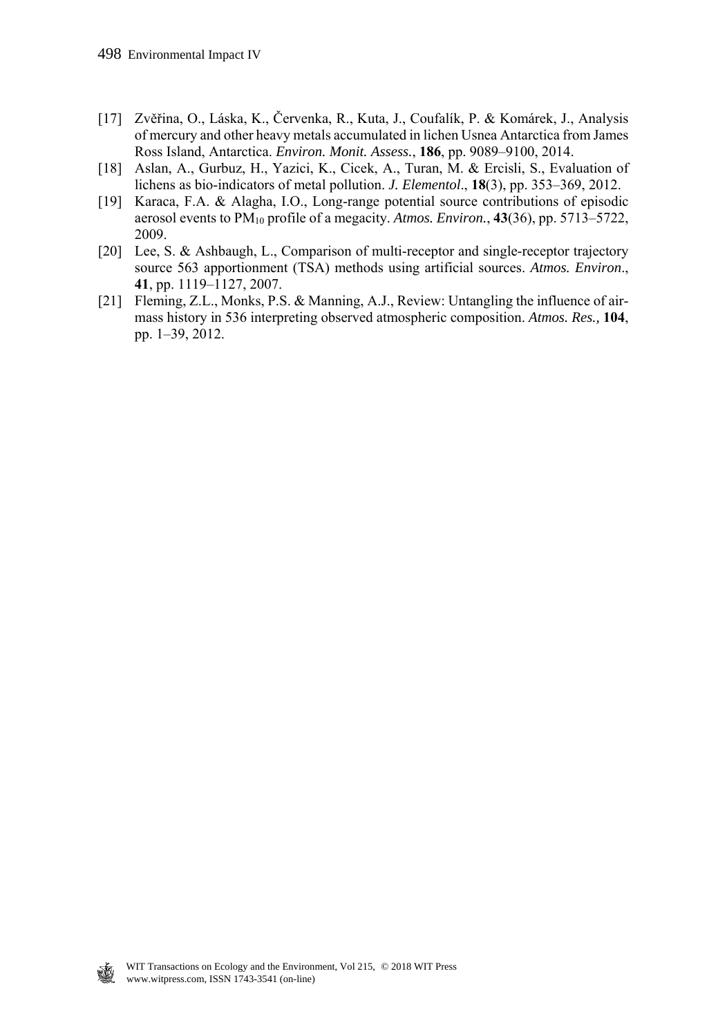[17] Zvěřina, O., Láska, K., Červenka, R., Kuta, J., Coufalík, P. & Komárek, J., Analysis of mercury and other heavy metals accumulated in lichen Usnea Antarctica from James Ross Island, Antarctica. *Environ. Monit. Assess.*, **186**, pp. 9089–9100, 2014.

[18] Aslan, A., Gurbuz, H., Yazici, K., Cicek, A., Turan, M. & Ercisli, S., Evaluation of lichens as bio-indicators of metal pollution. *J. Elementol*., **18**(3), pp. 353–369, 2012.

[19] Karaca, F.A. & Alagha, I.O., Long-range potential source contributions of episodic aerosol events to $PM_{10}$ profile of a megacity. *Atmos. Environ.*, **43**(36), pp. 5713–5722, 2009.

[20] Lee, S. & Ashbaugh, L., Comparison of multi-receptor and single-receptor trajectory source 563 apportionment (TSA) methods using artificial sources. *Atmos. Environ*., **41**, pp. 1119–1127, 2007.

[21] Fleming, Z.L., Monks, P.S. & Manning, A.J., Review: Untangling the influence of air-mass history in 536 interpreting observed atmospheric composition. *Atmos. Res.,* **104**, pp. 1–39, 2012.